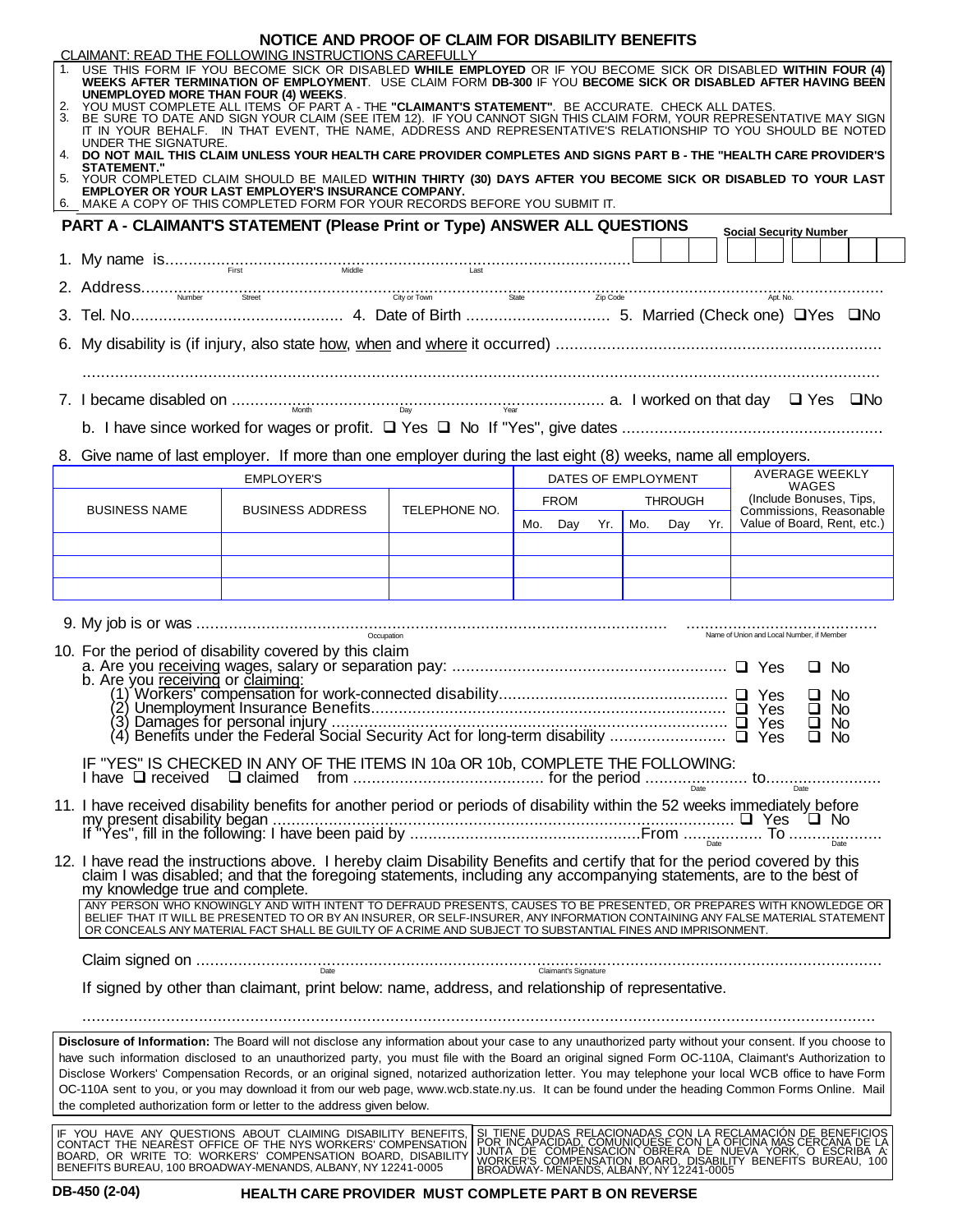# NOTICE AND PROOF OF CLAIM FOR DISABILITY BENEFITS

CLAIMANT: READ THE FOLLOWING INSTRUCTIONS CAREFULLY

1. USE THIS FORM IF YOU BECOME SICK OR DISABLED **WHILE EMPLOYED** OR IF YOU BECOME SICK OR DISABLED **WITHIN FOUR (4) WEEKS AFTER TERMINATION OF EMPLOYMENT**. USE CLAIM FORM **DB-300** IF YOU **BECOME SICK OR DISABLED AFTER HAVING BEEN UNEMPLOYED MORE THAN FOUR (4) WEEKS**.
2. YOU MUST COMPLETE ALL ITEMS OF PART A - THE **"CLAIMANT'S STATEMENT"**. BE ACCURATE. CHECK ALL DATES.
3. BE SURE TO DATE AND SIGN YOUR CLAIM (SEE ITEM 12). IF YOU CANNOT SIGN THIS CLAIM FORM, YOUR REPRESENTATIVE MAY SIGN IT IN YOUR BEHALF. IN THAT EVENT, THE NAME, ADDRESS AND REPRESENTATIVE'S RELATIONSHIP TO YOU SHOULD BE NOTED UNDER THE SIGNATURE.
4. **DO NOT MAIL THIS CLAIM UNLESS YOUR HEALTH CARE PROVIDER COMPLETES AND SIGNS PART B - THE "HEALTH CARE PROVIDER'S STATEMENT."**
5. YOUR COMPLETED CLAIM SHOULD BE MAILED **WITHIN THIRTY (30) DAYS AFTER YOU BECOME SICK OR DISABLED TO YOUR LAST EMPLOYER OR YOUR LAST EMPLOYER'S INSURANCE COMPANY.**
6. MAKE A COPY OF THIS COMPLETED FORM FOR YOUR RECORDS BEFORE YOU SUBMIT IT.

## PART A - CLAIMANT'S STATEMENT (Please Print or Type) ANSWER ALL QUESTIONS

**Social Security Number** ☐☐☐ ☐☐ ☐☐☐☐

1. My name is.................................................................................................
   First Middle Last

2. Address.........................................................................................................................................................
   Number Street City or Town State Zip Code Apt. No.

3. Tel. No.............................................. 4. Date of Birth ............................... 5. Married (Check one) ❑Yes ❑No

6. My disability is (if injury, also state how, when and where it occurred) ......................................................................

   ...................................................................................................................................................................

7. I became disabled on ............................................................................................ a. I worked on that day ❑ Yes ❑No
   Month Day Year

   b. I have since worked for wages or profit. ❑ Yes ❑ No If "Yes", give dates ........................................................

8. Give name of last employer. If more than one employer during the last eight (8) weeks, name all employers.

| EMPLOYER'S | | | DATES OF EMPLOYMENT | | | | | | AVERAGE WEEKLY WAGES |
|---|---|---|---|---|---|---|---|---|---|
| BUSINESS NAME | BUSINESS ADDRESS | TELEPHONE NO. | FROM | | | THROUGH | | | (Include Bonuses, Tips, Commissions, Reasonable Value of Board, Rent, etc.) |
| | | | Mo. | Day | Yr. | Mo. | Day | Yr. | |
| | | | | | | | | | |
| | | | | | | | | | |
| | | | | | | | | | |

9. My job is or was ....................................................................................................... ..........................................
   Occupation Name of Union and Local Number, if Member

10. For the period of disability covered by this claim
    a. Are you receiving wages, salary or separation pay: ............................................................ ❑ Yes ❑ No
    b. Are you receiving or claiming:
       (1) Workers' compensation for work-connected disability.................................................. ❑ Yes ❑ No
       (2) Unemployment Insurance Benefits............................................................................ ❑ Yes ❑ No
       (3) Damages for personal injury ..................................................................................... ❑ Yes ❑ No
       (4) Benefits under the Federal Social Security Act for long-term disability ......................... ❑ Yes ❑ No

    IF "YES" IS CHECKED IN ANY OF THE ITEMS IN 10a OR 10b, COMPLETE THE FOLLOWING:
    I have ❑ received ❑ claimed from .......................................... for the period ...................... to.........................
    Date Date

11. I have received disability benefits for another period or periods of disability within the 52 weeks immediately before my present disability began ..................................................................................................... ❑ Yes ❑ No
    If "Yes", fill in the following: I have been paid by ..................................................From ................. To ....................
    Date Date

12. I have read the instructions above. I hereby claim Disability Benefits and certify that for the period covered by this claim I was disabled; and that the foregoing statements, including any accompanying statements, are to the best of my knowledge true and complete.

    ANY PERSON WHO KNOWINGLY AND WITH INTENT TO DEFRAUD PRESENTS, CAUSES TO BE PRESENTED, OR PREPARES WITH KNOWLEDGE OR BELIEF THAT IT WILL BE PRESENTED TO OR BY AN INSURER, OR SELF-INSURER, ANY INFORMATION CONTAINING ANY FALSE MATERIAL STATEMENT OR CONCEALS ANY MATERIAL FACT SHALL BE GUILTY OF A CRIME AND SUBJECT TO SUBSTANTIAL FINES AND IMPRISONMENT.

    Claim signed on ......................................................................................................................................
    Date Claimant's Signature

    If signed by other than claimant, print below: name, address, and relationship of representative.

    ...................................................................................................................................................................

**Disclosure of Information:** The Board will not disclose any information about your case to any unauthorized party without your consent. If you choose to have such information disclosed to an unauthorized party, you must file with the Board an original signed Form OC-110A, Claimant's Authorization to Disclose Workers' Compensation Records, or an original signed, notarized authorization letter. You may telephone your local WCB office to have Form OC-110A sent to you, or you may download it from our web page, www.wcb.state.ny.us. It can be found under the heading Common Forms Online. Mail the completed authorization form or letter to the address given below.

| IF YOU HAVE ANY QUESTIONS ABOUT CLAIMING DISABILITY BENEFITS, CONTACT THE NEAREST OFFICE OF THE NYS WORKERS' COMPENSATION BOARD, OR WRITE TO: WORKERS' COMPENSATION BOARD, DISABILITY BENEFITS BUREAU, 100 BROADWAY-MENANDS, ALBANY, NY 12241-0005 | SI TIENE DUDAS RELACIONADAS CON LA RECLAMACIÓN DE BENEFICIOS POR INCAPACIDAD, COMUNÍQUESE CON LA OFICINA MÁS CERCANA DE LA JUNTA DE COMPENSACIÓN OBRERA DE NUEVA YORK, O ESCRIBA A: WORKER'S COMPENSATION BOARD, DISABILITY BENEFITS BUREAU, 100 BROADWAY- MENANDS, ALBANY, NY 12241-0005 |
|---|---|

**DB-450 (2-04)** **HEALTH CARE PROVIDER MUST COMPLETE PART B ON REVERSE**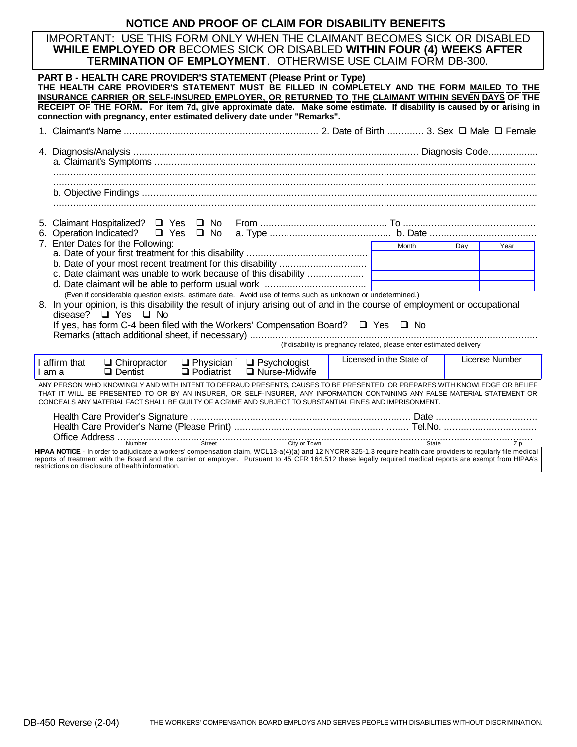## NOTICE AND PROOF OF CLAIM FOR DISABILITY BENEFITS

IMPORTANT: USE THIS FORM ONLY WHEN THE CLAIMANT BECOMES SICK OR DISABLED **WHILE EMPLOYED OR** BECOMES SICK OR DISABLED **WITHIN FOUR (4) WEEKS AFTER TERMINATION OF EMPLOYMENT**. OTHERWISE USE CLAIM FORM DB-300.

### PART B - HEALTH CARE PROVIDER'S STATEMENT (Please Print or Type)

**THE HEALTH CARE PROVIDER'S STATEMENT MUST BE FILLED IN COMPLETELY AND THE FORM MAILED TO THE INSURANCE CARRIER OR SELF-INSURED EMPLOYER, OR RETURNED TO THE CLAIMANT WITHIN SEVEN DAYS OF THE RECEIPT OF THE FORM. For item 7d, give approximate date. Make some estimate. If disability is caused by or arising in connection with pregnancy, enter estimated delivery date under "Remarks".**

1. Claimant's Name .................................................................... 2. Date of Birth ............. 3. Sex ❑ Male ❑ Female

4. Diagnosis/Analysis .................................................................................................. Diagnosis Code..................
   a. Claimant's Symptoms .......................................................................................................................................
   ...........................................................................................................................................................................
   ...........................................................................................................................................................................
   b. Objective Findings ..........................................................................................................................................
   ...........................................................................................................................................................................

5. Claimant Hospitalized? ❑ Yes ❑ No From ............................................ To ..............................................
6. Operation Indicated? ❑ Yes ❑ No a. Type .......................................... b. Date ......................................
7. Enter Dates for the Following:

| | Month | Day | Year |
|---|---|---|---|
| a. Date of your first treatment for this disability | | | |
| b. Date of your most recent treatment for this disability | | | |
| c. Date claimant was unable to work because of this disability | | | |
| d. Date claimant will be able to perform usual work | | | |

(Even if considerable question exists, estimate date. Avoid use of terms such as unknown or undetermined.)

8. In your opinion, is this disability the result of injury arising out of and in the course of employment or occupational disease? ❑ Yes ❑ No
   If yes, has form C-4 been filed with the Workers' Compensation Board? ❑ Yes ❑ No
   Remarks (attach additional sheet, if necessary) .........................................................................................................
   (If disability is pregnancy related, please enter estimated delivery

| I affirm that I am a | ❑ Chiropractor ❑ Dentist | ❑ Physician ❑ Podiatrist | ❑ Psychologist ❑ Nurse-Midwife | Licensed in the State of | License Number |
|---|---|---|---|---|---|
| | | | | | |

ANY PERSON WHO KNOWINGLY AND WITH INTENT TO DEFRAUD PRESENTS, CAUSES TO BE PRESENTED, OR PREPARES WITH KNOWLEDGE OR BELIEF THAT IT WILL BE PRESENTED TO OR BY AN INSURER, OR SELF-INSURER, ANY INFORMATION CONTAINING ANY FALSE MATERIAL STATEMENT OR CONCEALS ANY MATERIAL FACT SHALL BE GUILTY OF A CRIME AND SUBJECT TO SUBSTANTIAL FINES AND IMPRISONMENT.

Health Care Provider's Signature ............................................................................ Date ...................................
Health Care Provider's Name (Please Print) ............................................................. Tel.No. .................................
Office Address .............................................................................................................................................................
Number Street City or Town State Zip

**HIPAA NOTICE** - In order to adjudicate a workers' compensation claim, WCL13-a(4)(a) and 12 NYCRR 325-1.3 require health care providers to regularly file medical reports of treatment with the Board and the carrier or employer. Pursuant to 45 CFR 164.512 these legally required medical reports are exempt from HIPAA's restrictions on disclosure of health information.

DB-450 Reverse (2-04) THE WORKERS' COMPENSATION BOARD EMPLOYS AND SERVES PEOPLE WITH DISABILITIES WITHOUT DISCRIMINATION.